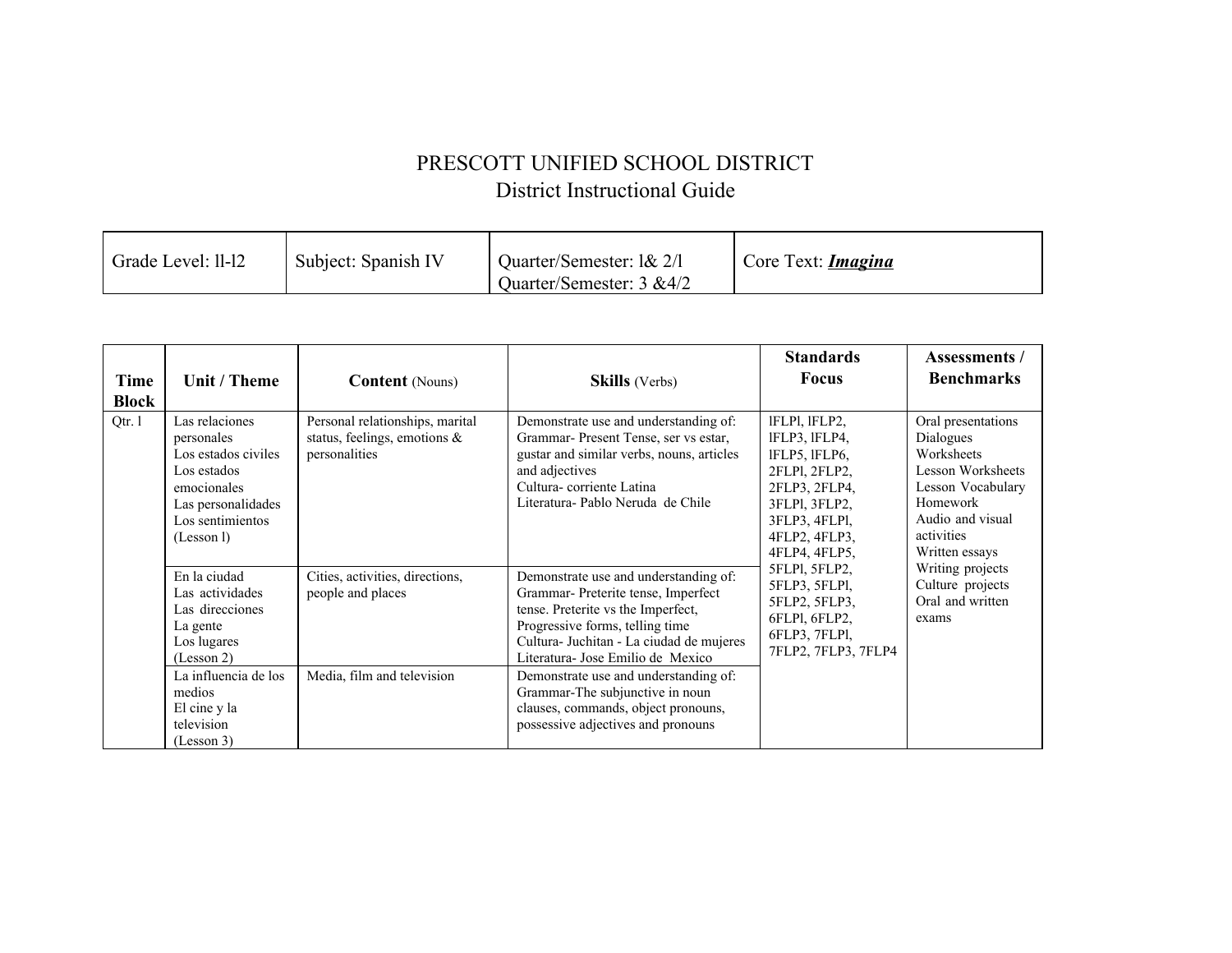# PRESCOTT UNIFIED SCHOOL DISTRICT

## District Instructional Guide

| Grade Level: 11-12 | Subject: Spanish IV | Quarter/Semester: 1& 2/1<br>Quarter/Semester: 3 &4/2 | Core Text: ***Imagina*** |
|---|---|---|---|

| Time Block | Unit / Theme | Content (Nouns) | Skills (Verbs) | Standards Focus | Assessments / Benchmarks |
|---|---|---|---|---|---|
| Qtr. 1 | Las relaciones personales<br>Los estados civiles<br>Los estados emocionales<br>Las personalidades<br>Los sentimientos<br>(Lesson 1) | Personal relationships, marital status, feelings, emotions & personalities | Demonstrate use and understanding of:<br>Grammar- Present Tense, ser vs estar, gustar and similar verbs, nouns, articles and adjectives<br>Cultura- corriente Latina<br>Literatura- Pablo Neruda de Chile | 1FLP1, 1FLP2, 1FLP3, 1FLP4, 1FLP5, 1FLP6, 2FLP1, 2FLP2, 2FLP3, 2FLP4, 3FLP1, 3FLP2, 3FLP3, 4FLP1, 4FLP2, 4FLP3, 4FLP4, 4FLP5, 5FLP1, 5FLP2, 5FLP3, 5FLP1, 5FLP2, 5FLP3, 6FLP1, 6FLP2, 6FLP3, 7FLP1, 7FLP2, 7FLP3, 7FLP4 | Oral presentations<br>Dialogues<br>Worksheets<br>Lesson Worksheets<br>Lesson Vocabulary<br>Homework<br>Audio and visual activities<br>Written essays<br>Writing projects<br>Culture projects<br>Oral and written exams |
| | En la ciudad<br>Las actividades<br>Las direcciones<br>La gente<br>Los lugares<br>(Lesson 2) | Cities, activities, directions, people and places | Demonstrate use and understanding of:<br>Grammar- Preterite tense, Imperfect tense. Preterite vs the Imperfect, Progressive forms, telling time<br>Cultura- Juchitan - La ciudad de mujeres<br>Literatura- Jose Emilio de Mexico | | |
| | La influencia de los medios<br>El cine y la television<br>(Lesson 3) | Media, film and television | Demonstrate use and understanding of:<br>Grammar-The subjunctive in noun clauses, commands, object pronouns, possessive adjectives and pronouns | | |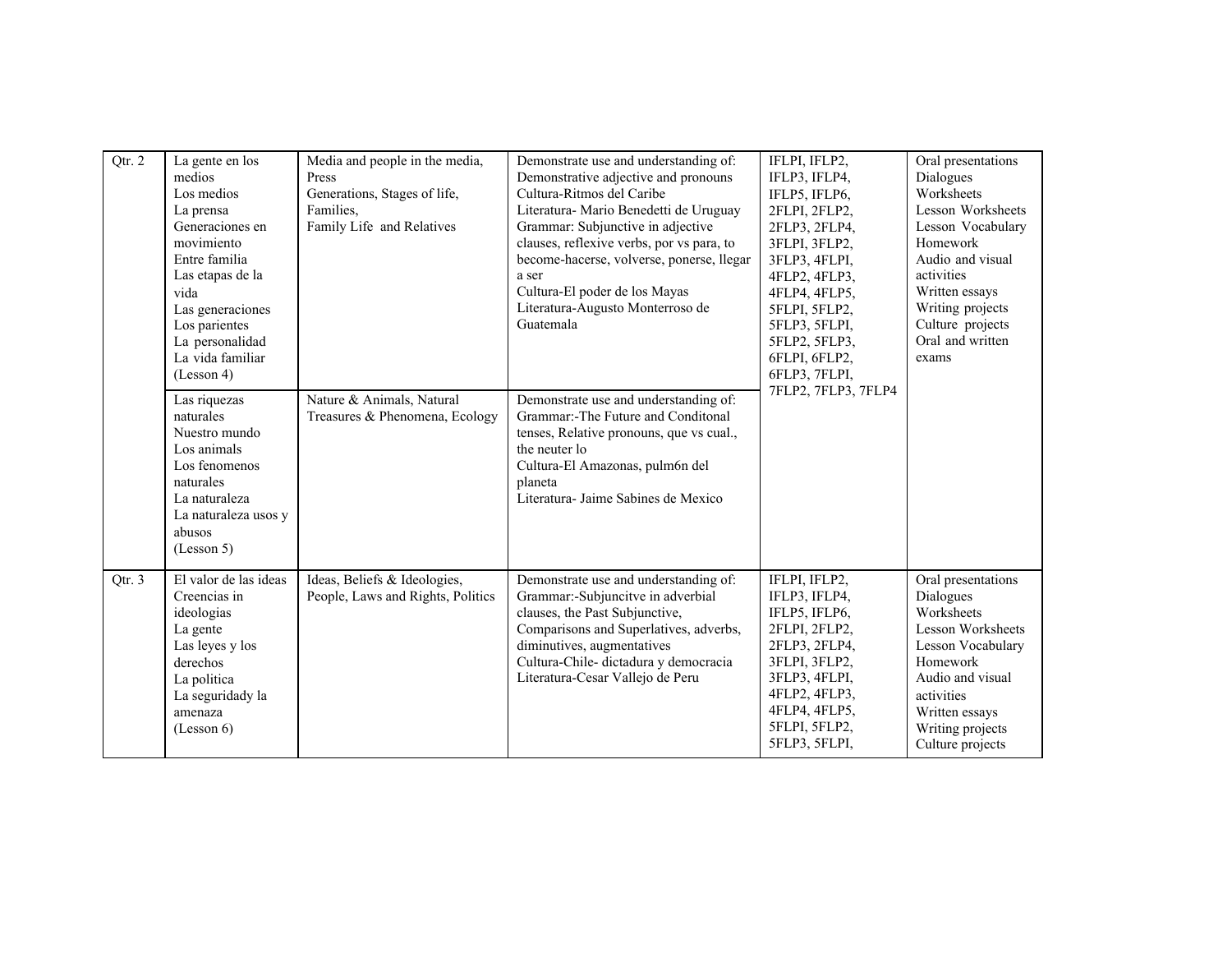| Qtr. 2 | La gente en los medios<br>Los medios<br>La prensa<br>Generaciones en movimiento<br>Entre familia<br>Las etapas de la vida<br>Las generaciones<br>Los parientes<br>La personalidad<br>La vida familiar<br>(Lesson 4) | Media and people in the media, Press<br>Generations, Stages of life, Families,<br>Family Life and Relatives | Demonstrate use and understanding of:<br>Demonstrative adjective and pronouns<br>Cultura-Ritmos del Caribe<br>Literatura- Mario Benedetti de Uruguay<br>Grammar: Subjunctive in adjective clauses, reflexive verbs, por vs para, to become-hacerse, volverse, ponerse, llegar a ser<br>Cultura-El poder de los Mayas<br>Literatura-Augusto Monterroso de Guatemala | IFLPI, IFLP2, IFLP3, IFLP4, IFLP5, IFLP6, 2FLPI, 2FLP2, 2FLP3, 2FLP4, 3FLPI, 3FLP2, 3FLP3, 4FLPI, 4FLP2, 4FLP3, 4FLP4, 4FLP5, 5FLPI, 5FLP2, 5FLP3, 5FLPI, 5FLP2, 5FLP3, 6FLPI, 6FLP2, 6FLP3, 7FLPI, 7FLP2, 7FLP3, 7FLP4 | Oral presentations<br>Dialogues<br>Worksheets<br>Lesson Worksheets<br>Lesson Vocabulary<br>Homework<br>Audio and visual activities<br>Written essays<br>Writing projects<br>Culture projects<br>Oral and written exams |
|---|---|---|---|---|---|
| | Las riquezas naturales<br>Nuestro mundo<br>Los animals<br>Los fenomenos naturales<br>La naturaleza<br>La naturaleza usos y abusos<br>(Lesson 5) | Nature & Animals, Natural Treasures & Phenomena, Ecology | Demonstrate use and understanding of:<br>Grammar:-The Future and Conditonal tenses, Relative pronouns, que vs cual., the neuter lo<br>Cultura-El Amazonas, pulm6n del planeta<br>Literatura- Jaime Sabines de Mexico | | |
| Qtr. 3 | El valor de las ideas<br>Creencias in ideologias<br>La gente<br>Las leyes y los derechos<br>La politica<br>La seguridady la amenaza<br>(Lesson 6) | Ideas, Beliefs & Ideologies, People, Laws and Rights, Politics | Demonstrate use and understanding of:<br>Grammar:-Subjuncitve in adverbial clauses, the Past Subjunctive, Comparisons and Superlatives, adverbs, diminutives, augmentatives<br>Cultura-Chile- dictadura y democracia<br>Literatura-Cesar Vallejo de Peru | IFLPI, IFLP2, IFLP3, IFLP4, IFLP5, IFLP6, 2FLPI, 2FLP2, 2FLP3, 2FLP4, 3FLPI, 3FLP2, 3FLP3, 4FLPI, 4FLP2, 4FLP3, 4FLP4, 4FLP5, 5FLPI, 5FLP2, 5FLP3, 5FLPI, | Oral presentations<br>Dialogues<br>Worksheets<br>Lesson Worksheets<br>Lesson Vocabulary<br>Homework<br>Audio and visual activities<br>Written essays<br>Writing projects<br>Culture projects |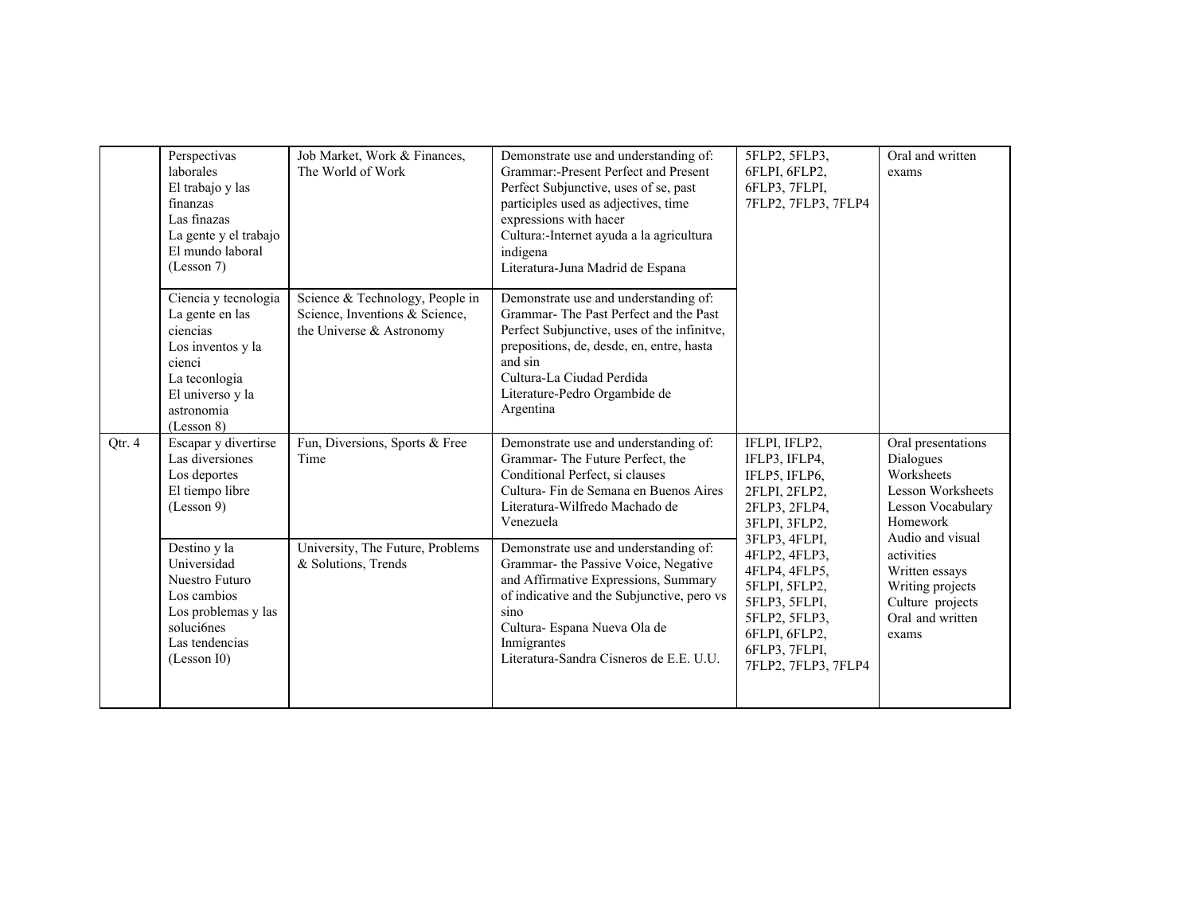| | | | | | |
|---|---|---|---|---|---|
| | Perspectivas laborales<br>El trabajo y las finanzas<br>Las finazas<br>La gente y el trabajo<br>El mundo laboral<br>(Lesson 7) | Job Market, Work & Finances, The World of Work | Demonstrate use and understanding of:<br>Grammar:-Present Perfect and Present Perfect Subjunctive, uses of se, past participles used as adjectives, time expressions with hacer<br>Cultura:-Internet ayuda a la agricultura indigena<br>Literatura-Juna Madrid de Espana | 5FLP2, 5FLP3, 6FLPI, 6FLP2, 6FLP3, 7FLPI, 7FLP2, 7FLP3, 7FLP4 | Oral and written exams |
| | Ciencia y tecnologia<br>La gente en las ciencias<br>Los inventos y la cienci<br>La teconlogia<br>El universo y la astronomia<br>(Lesson 8) | Science & Technology, People in Science, Inventions & Science, the Universe & Astronomy | Demonstrate use and understanding of:<br>Grammar- The Past Perfect and the Past Perfect Subjunctive, uses of the infinitve, prepositions, de, desde, en, entre, hasta and sin<br>Cultura-La Ciudad Perdida<br>Literature-Pedro Orgambide de Argentina | | |
| Qtr. 4 | Escapar y divertirse<br>Las diversiones<br>Los deportes<br>El tiempo libre<br>(Lesson 9) | Fun, Diversions, Sports & Free Time | Demonstrate use and understanding of:<br>Grammar- The Future Perfect, the Conditional Perfect, si clauses<br>Cultura- Fin de Semana en Buenos Aires<br>Literatura-Wilfredo Machado de Venezuela | IFLPI, IFLP2, IFLP3, IFLP4, IFLP5, IFLP6, 2FLPI, 2FLP2, 2FLP3, 2FLP4, 3FLPI, 3FLP2, 3FLP3, 4FLPI, 4FLP2, 4FLP3, 4FLP4, 4FLP5, 5FLPI, 5FLP2, 5FLP3, 5FLPI, 5FLP2, 5FLP3, 6FLPI, 6FLP2, 6FLP3, 7FLPI, 7FLP2, 7FLP3, 7FLP4 | Oral presentations<br>Dialogues<br>Worksheets<br>Lesson Worksheets<br>Lesson Vocabulary<br>Homework<br>Audio and visual activities<br>Written essays<br>Writing projects<br>Culture projects<br>Oral and written exams |
| | Destino y la Universidad<br>Nuestro Futuro<br>Los cambios<br>Los problemas y las soluci6nes<br>Las tendencias<br>(Lesson I0) | University, The Future, Problems & Solutions, Trends | Demonstrate use and understanding of:<br>Grammar- the Passive Voice, Negative and Affirmative Expressions, Summary of indicative and the Subjunctive, pero vs sino<br>Cultura- Espana Nueva Ola de Inmigrantes<br>Literatura-Sandra Cisneros de E.E. U.U. | | |